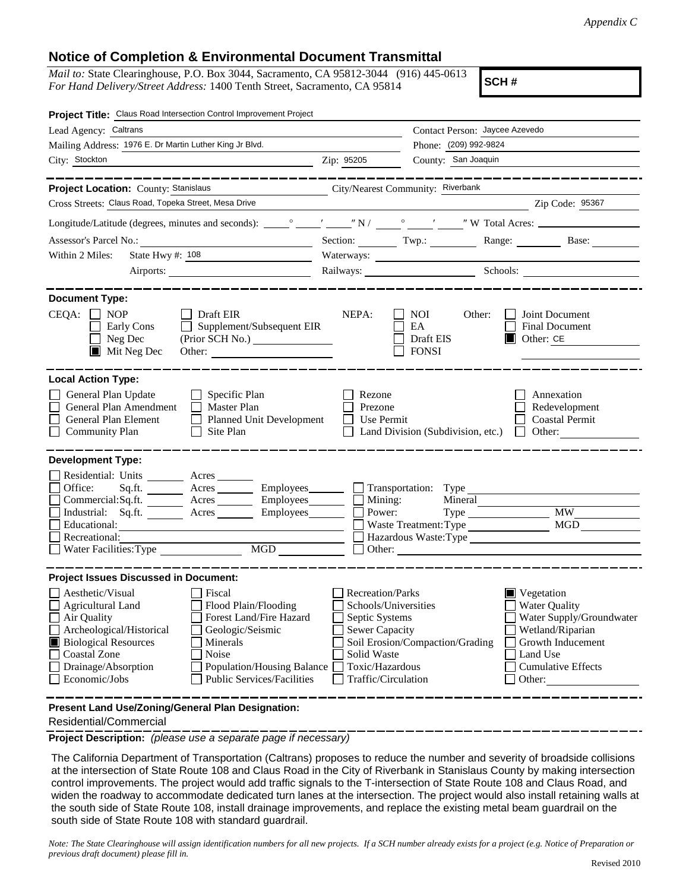*Appendix C*

## Notice of Completion & Environmental Document Transmittal

*Mail to:* State Clearinghouse, P.O. Box 3044, Sacramento, CA 95812-3044 (916) 445-0613
*For Hand Delivery/Street Address:* 1400 Tenth Street, Sacramento, CA 95814

**SCH #**

**Project Title:** Claus Road Intersection Control Improvement Project

Lead Agency: Caltrans
Contact Person: Jaycee Azevedo
Mailing Address: 1976 E. Dr Martin Luther King Jr Blvd.
Phone: (209) 992-9824
City: Stockton Zip: 95205
County: San Joaquin

---

**Project Location:** County: Stanislaus City/Nearest Community: Riverbank
Cross Streets: Claus Road, Topeka Street, Mesa Drive Zip Code: 95367

Longitude/Latitude (degrees, minutes and seconds): \_\_\_° \_\_\_′ \_\_\_″ N / \_\_\_° \_\_\_′ \_\_\_″ W Total Acres: \_\_\_

Assessor's Parcel No.: \_\_\_ Section: \_\_\_ Twp.: \_\_\_ Range: \_\_\_ Base: \_\_\_

Within 2 Miles: State Hwy #: 108 Waterways: \_\_\_
Airports: \_\_\_ Railways: \_\_\_ Schools: \_\_\_

---

**Document Type:**

CEQA:
- [ ] NOP
- [ ] Early Cons
- [ ] Neg Dec
- [x] Mit Neg Dec
- [ ] Draft EIR
- [ ] Supplement/Subsequent EIR (Prior SCH No.) \_\_\_
- Other: \_\_\_

NEPA:
- [ ] NOI
- [ ] EA
- [ ] Draft EIS
- [ ] FONSI

Other:
- [ ] Joint Document
- [ ] Final Document
- [x] Other: CE

---

**Local Action Type:**

- [ ] General Plan Update
- [ ] General Plan Amendment
- [ ] General Plan Element
- [ ] Community Plan
- [ ] Specific Plan
- [ ] Master Plan
- [ ] Planned Unit Development
- [ ] Site Plan
- [ ] Rezone
- [ ] Prezone
- [ ] Use Permit
- [ ] Land Division (Subdivision, etc.)
- [ ] Annexation
- [ ] Redevelopment
- [ ] Coastal Permit
- [ ] Other: \_\_\_

---

**Development Type:**

- [ ] Residential: Units \_\_\_ Acres \_\_\_
- [ ] Office: Sq.ft. \_\_\_ Acres \_\_\_ Employees \_\_\_
- [ ] Commercial: Sq.ft. \_\_\_ Acres \_\_\_ Employees \_\_\_
- [ ] Industrial: Sq.ft. \_\_\_ Acres \_\_\_ Employees \_\_\_
- [ ] Educational: \_\_\_
- [ ] Recreational: \_\_\_
- [ ] Water Facilities: Type \_\_\_ MGD \_\_\_
- [ ] Transportation: Type \_\_\_
- [ ] Mining: Mineral \_\_\_
- [ ] Power: Type \_\_\_ MW \_\_\_
- [ ] Waste Treatment: Type \_\_\_ MGD \_\_\_
- [ ] Hazardous Waste: Type \_\_\_
- [ ] Other: \_\_\_

---

**Project Issues Discussed in Document:**

- [ ] Aesthetic/Visual
- [ ] Agricultural Land
- [ ] Air Quality
- [ ] Archeological/Historical
- [x] Biological Resources
- [ ] Coastal Zone
- [ ] Drainage/Absorption
- [ ] Economic/Jobs
- [ ] Fiscal
- [ ] Flood Plain/Flooding
- [ ] Forest Land/Fire Hazard
- [ ] Geologic/Seismic
- [ ] Minerals
- [ ] Noise
- [ ] Population/Housing Balance
- [ ] Public Services/Facilities
- [ ] Recreation/Parks
- [ ] Schools/Universities
- [ ] Septic Systems
- [ ] Sewer Capacity
- [ ] Soil Erosion/Compaction/Grading
- [ ] Solid Waste
- [ ] Toxic/Hazardous
- [ ] Traffic/Circulation
- [x] Vegetation
- [ ] Water Quality
- [ ] Water Supply/Groundwater
- [ ] Wetland/Riparian
- [ ] Growth Inducement
- [ ] Land Use
- [ ] Cumulative Effects
- [ ] Other: \_\_\_

---

**Present Land Use/Zoning/General Plan Designation:**

Residential/Commercial

---

**Project Description:** *(please use a separate page if necessary)*

The California Department of Transportation (Caltrans) proposes to reduce the number and severity of broadside collisions at the intersection of State Route 108 and Claus Road in the City of Riverbank in Stanislaus County by making intersection control improvements. The project would add traffic signals to the T-intersection of State Route 108 and Claus Road, and widen the roadway to accommodate dedicated turn lanes at the intersection. The project would also install retaining walls at the south side of State Route 108, install drainage improvements, and replace the existing metal beam guardrail on the south side of State Route 108 with standard guardrail.

*Note: The State Clearinghouse will assign identification numbers for all new projects. If a SCH number already exists for a project (e.g. Notice of Preparation or previous draft document) please fill in.*

Revised 2010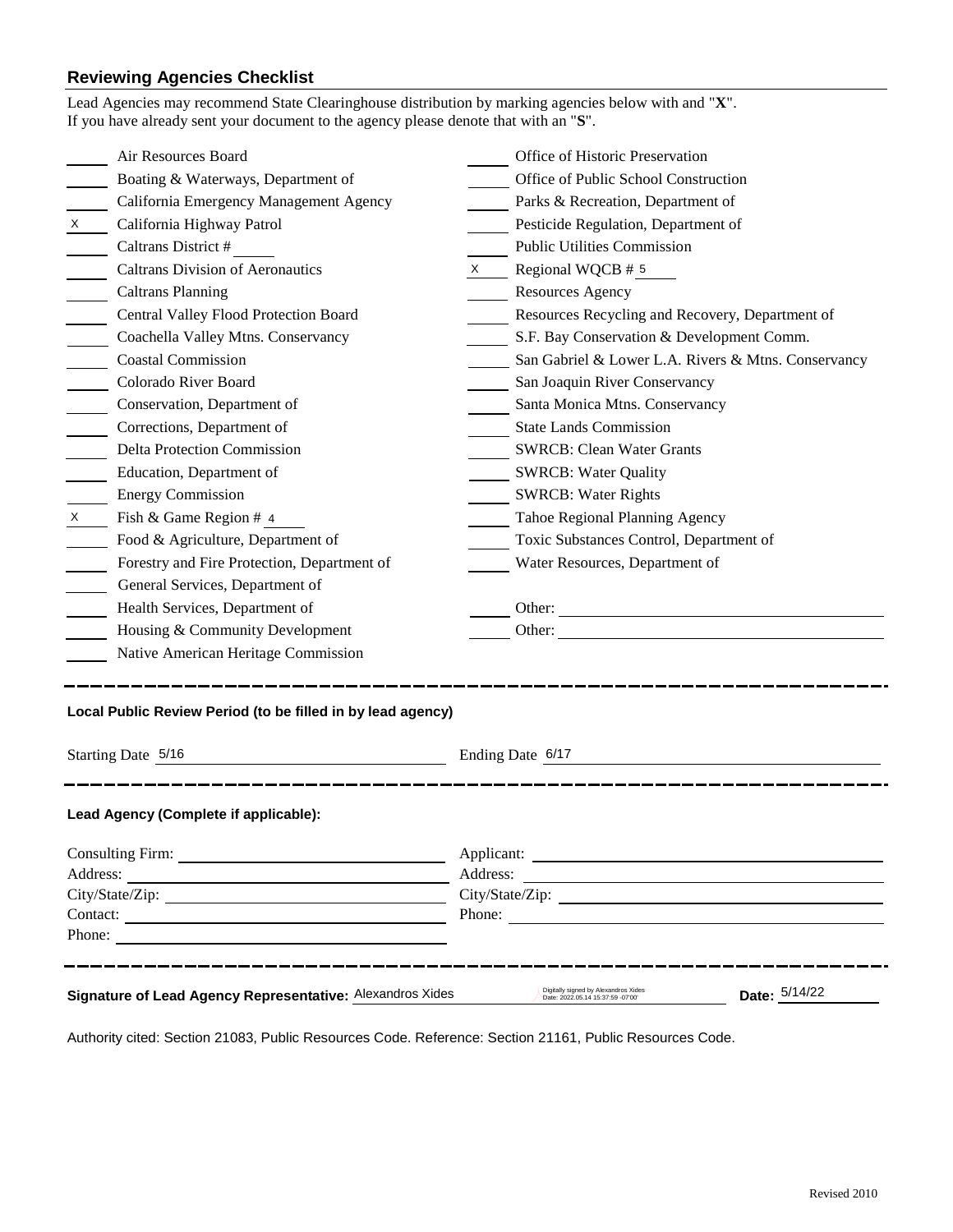## Reviewing Agencies Checklist

Lead Agencies may recommend State Clearinghouse distribution by marking agencies below with and "**X**".
If you have already sent your document to the agency please denote that with an "**S**".

| | | | |
|---|---|---|---|
| | Air Resources Board | | Office of Historic Preservation |
| | Boating & Waterways, Department of | | Office of Public School Construction |
| | California Emergency Management Agency | | Parks & Recreation, Department of |
| X | California Highway Patrol | | Pesticide Regulation, Department of |
| | Caltrans District # | | Public Utilities Commission |
| | Caltrans Division of Aeronautics | X | Regional WQCB # 5 |
| | Caltrans Planning | | Resources Agency |
| | Central Valley Flood Protection Board | | Resources Recycling and Recovery, Department of |
| | Coachella Valley Mtns. Conservancy | | S.F. Bay Conservation & Development Comm. |
| | Coastal Commission | | San Gabriel & Lower L.A. Rivers & Mtns. Conservancy |
| | Colorado River Board | | San Joaquin River Conservancy |
| | Conservation, Department of | | Santa Monica Mtns. Conservancy |
| | Corrections, Department of | | State Lands Commission |
| | Delta Protection Commission | | SWRCB: Clean Water Grants |
| | Education, Department of | | SWRCB: Water Quality |
| | Energy Commission | | SWRCB: Water Rights |
| X | Fish & Game Region # 4 | | Tahoe Regional Planning Agency |
| | Food & Agriculture, Department of | | Toxic Substances Control, Department of |
| | Forestry and Fire Protection, Department of | | Water Resources, Department of |
| | General Services, Department of | | |
| | Health Services, Department of | | Other: |
| | Housing & Community Development | | Other: |
| | Native American Heritage Commission | | |

---

**Local Public Review Period (to be filled in by lead agency)**

Starting Date 5/16　　　　Ending Date 6/17

---

**Lead Agency (Complete if applicable):**

| | |
|---|---|
| Consulting Firm: | Applicant: |
| Address: | Address: |
| City/State/Zip: | City/State/Zip: |
| Contact: | Phone: |
| Phone: | |

---

**Signature of Lead Agency Representative:** Alexandros Xides　Digitally signed by Alexandros Xides Date: 2022.05.14 15:37:59 -07'00'　**Date:** 5/14/22

Authority cited: Section 21083, Public Resources Code. Reference: Section 21161, Public Resources Code.

Revised 2010